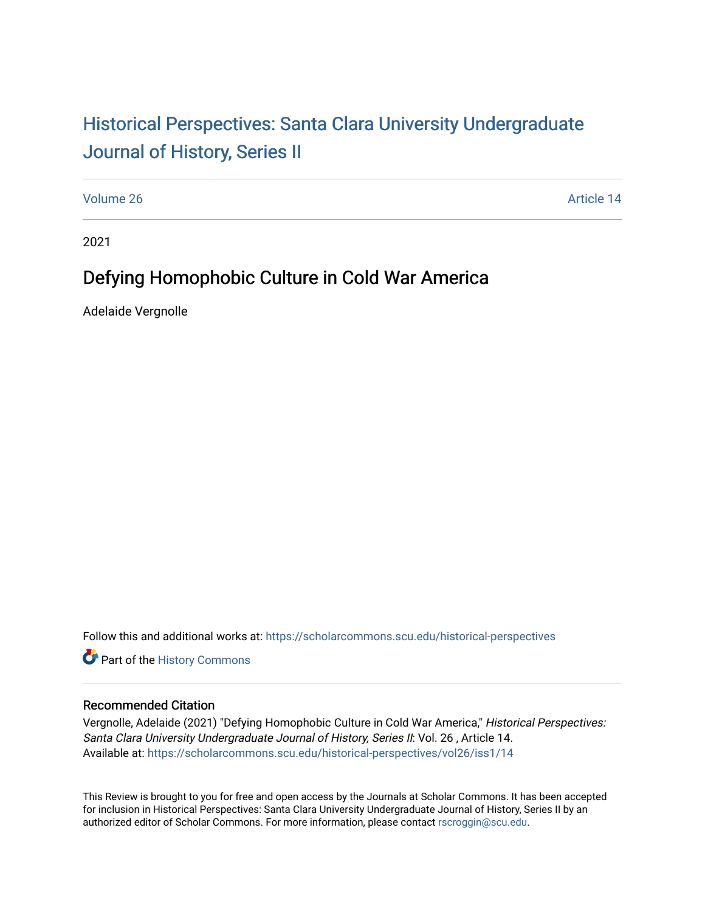# Historical Perspectives: Santa Clara University Undergraduate Journal of History, Series II

Volume 26 Article 14

2021

## Defying Homophobic Culture in Cold War America

Adelaide Vergnolle

Follow this and additional works at: https://scholarcommons.scu.edu/historical-perspectives

Part of the History Commons

### Recommended Citation

Vergnolle, Adelaide (2021) "Defying Homophobic Culture in Cold War America," *Historical Perspectives: Santa Clara University Undergraduate Journal of History, Series II*: Vol. 26 , Article 14.
Available at: https://scholarcommons.scu.edu/historical-perspectives/vol26/iss1/14

This Review is brought to you for free and open access by the Journals at Scholar Commons. It has been accepted for inclusion in Historical Perspectives: Santa Clara University Undergraduate Journal of History, Series II by an authorized editor of Scholar Commons. For more information, please contact rscroggin@scu.edu.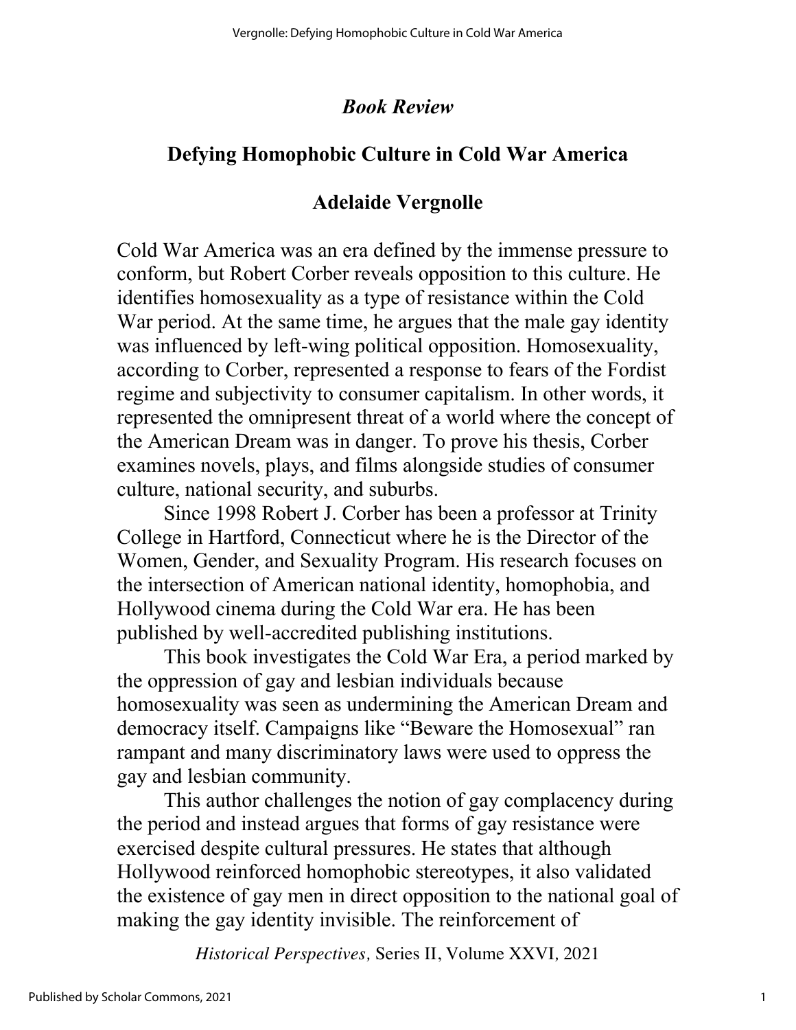## *Book Review*

## Defying Homophobic Culture in Cold War America

### Adelaide Vergnolle

Cold War America was an era defined by the immense pressure to conform, but Robert Corber reveals opposition to this culture. He identifies homosexuality as a type of resistance within the Cold War period. At the same time, he argues that the male gay identity was influenced by left-wing political opposition. Homosexuality, according to Corber, represented a response to fears of the Fordist regime and subjectivity to consumer capitalism. In other words, it represented the omnipresent threat of a world where the concept of the American Dream was in danger. To prove his thesis, Corber examines novels, plays, and films alongside studies of consumer culture, national security, and suburbs.

Since 1998 Robert J. Corber has been a professor at Trinity College in Hartford, Connecticut where he is the Director of the Women, Gender, and Sexuality Program. His research focuses on the intersection of American national identity, homophobia, and Hollywood cinema during the Cold War era. He has been published by well-accredited publishing institutions.

This book investigates the Cold War Era, a period marked by the oppression of gay and lesbian individuals because homosexuality was seen as undermining the American Dream and democracy itself. Campaigns like "Beware the Homosexual" ran rampant and many discriminatory laws were used to oppress the gay and lesbian community.

This author challenges the notion of gay complacency during the period and instead argues that forms of gay resistance were exercised despite cultural pressures. He states that although Hollywood reinforced homophobic stereotypes, it also validated the existence of gay men in direct opposition to the national goal of making the gay identity invisible. The reinforcement of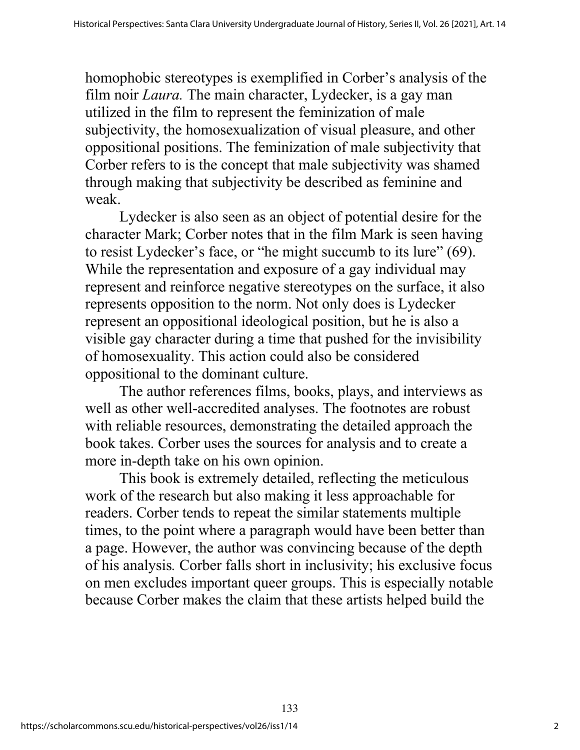homophobic stereotypes is exemplified in Corber's analysis of the film noir *Laura.* The main character, Lydecker, is a gay man utilized in the film to represent the feminization of male subjectivity, the homosexualization of visual pleasure, and other oppositional positions. The feminization of male subjectivity that Corber refers to is the concept that male subjectivity was shamed through making that subjectivity be described as feminine and weak.

Lydecker is also seen as an object of potential desire for the character Mark; Corber notes that in the film Mark is seen having to resist Lydecker's face, or "he might succumb to its lure" (69). While the representation and exposure of a gay individual may represent and reinforce negative stereotypes on the surface, it also represents opposition to the norm. Not only does is Lydecker represent an oppositional ideological position, but he is also a visible gay character during a time that pushed for the invisibility of homosexuality. This action could also be considered oppositional to the dominant culture.

The author references films, books, plays, and interviews as well as other well-accredited analyses. The footnotes are robust with reliable resources, demonstrating the detailed approach the book takes. Corber uses the sources for analysis and to create a more in-depth take on his own opinion.

This book is extremely detailed, reflecting the meticulous work of the research but also making it less approachable for readers. Corber tends to repeat the similar statements multiple times, to the point where a paragraph would have been better than a page. However, the author was convincing because of the depth of his analysis. Corber falls short in inclusivity; his exclusive focus on men excludes important queer groups. This is especially notable because Corber makes the claim that these artists helped build the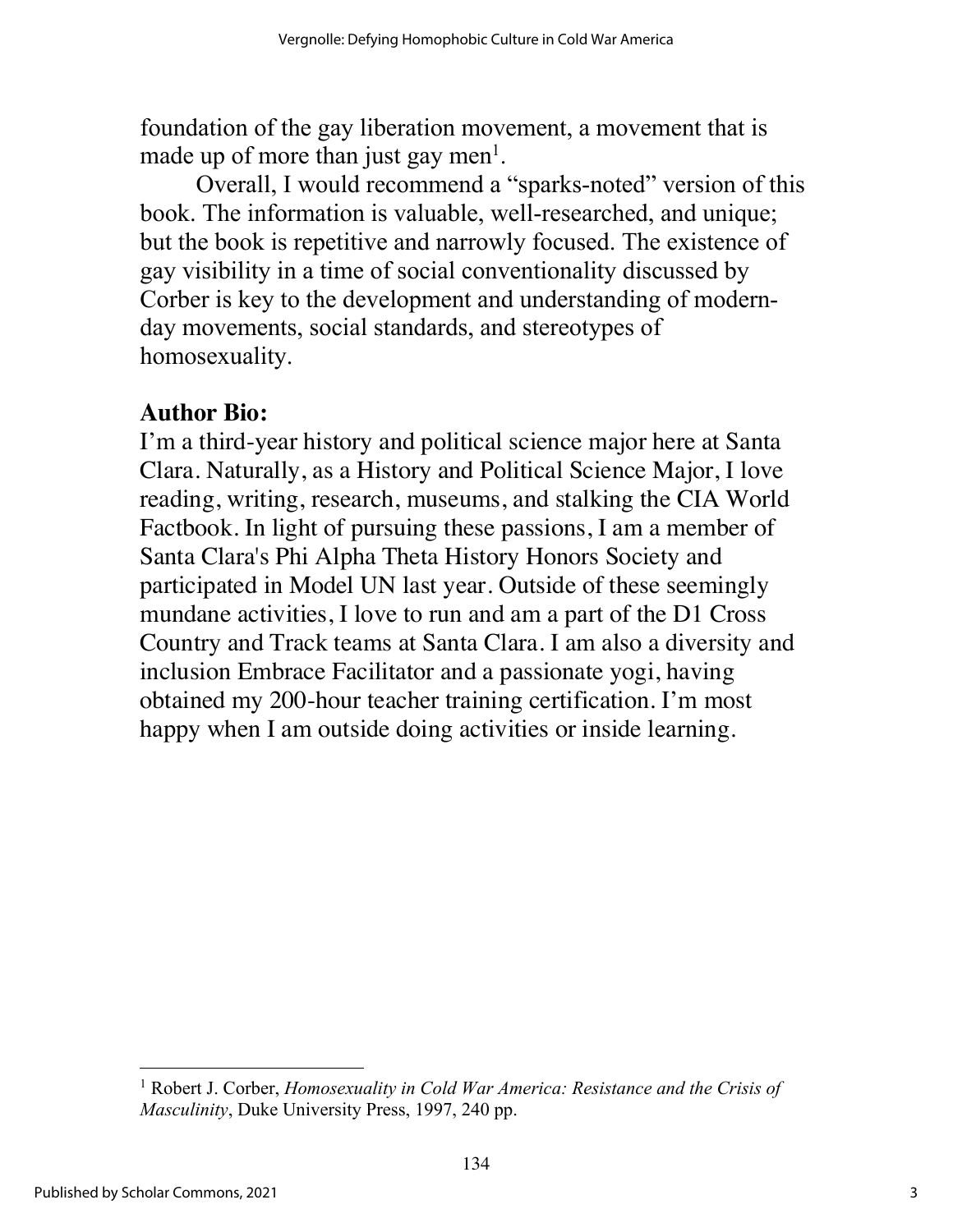foundation of the gay liberation movement, a movement that is made up of more than just gay men[1].

Overall, I would recommend a "sparks-noted" version of this book. The information is valuable, well-researched, and unique; but the book is repetitive and narrowly focused. The existence of gay visibility in a time of social conventionality discussed by Corber is key to the development and understanding of modern-day movements, social standards, and stereotypes of homosexuality.

## Author Bio:

I'm a third-year history and political science major here at Santa Clara. Naturally, as a History and Political Science Major, I love reading, writing, research, museums, and stalking the CIA World Factbook. In light of pursuing these passions, I am a member of Santa Clara's Phi Alpha Theta History Honors Society and participated in Model UN last year. Outside of these seemingly mundane activities, I love to run and am a part of the D1 Cross Country and Track teams at Santa Clara. I am also a diversity and inclusion Embrace Facilitator and a passionate yogi, having obtained my 200-hour teacher training certification. I'm most happy when I am outside doing activities or inside learning.

---

[1] Robert J. Corber, *Homosexuality in Cold War America: Resistance and the Crisis of Masculinity*, Duke University Press, 1997, 240 pp.